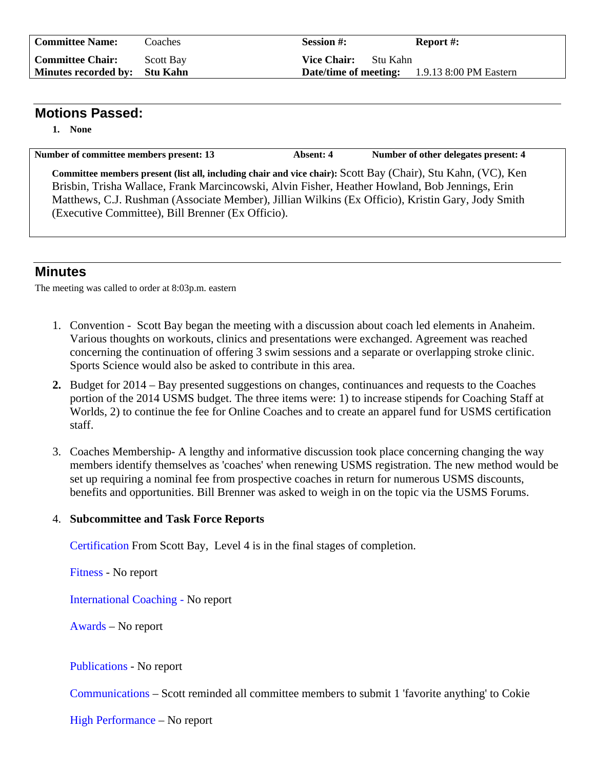| **Committee Name:** | Coaches | **Session #:** | **Report #:** |
|---|---|---|---|
| **Committee Chair:** | Scott Bay | **Vice Chair:** Stu Kahn | |
| **Minutes recorded by:** | **Stu Kahn** | **Date/time of meeting:** | 1.9.13 8:00 PM Eastern |

## Motions Passed:

1. **None**

**Number of committee members present: 13** **Absent: 4** **Number of other delegates present: 4**

**Committee members present (list all, including chair and vice chair):** Scott Bay (Chair), Stu Kahn, (VC), Ken Brisbin, Trisha Wallace, Frank Marcincowski, Alvin Fisher, Heather Howland, Bob Jennings, Erin Matthews, C.J. Rushman (Associate Member), Jillian Wilkins (Ex Officio), Kristin Gary, Jody Smith (Executive Committee), Bill Brenner (Ex Officio).

## Minutes

The meeting was called to order at 8:03p.m. eastern

1. Convention - Scott Bay began the meeting with a discussion about coach led elements in Anaheim. Various thoughts on workouts, clinics and presentations were exchanged. Agreement was reached concerning the continuation of offering 3 swim sessions and a separate or overlapping stroke clinic. Sports Science would also be asked to contribute in this area.
2. Budget for 2014 – Bay presented suggestions on changes, continuances and requests to the Coaches portion of the 2014 USMS budget. The three items were: 1) to increase stipends for Coaching Staff at Worlds, 2) to continue the fee for Online Coaches and to create an apparel fund for USMS certification staff.
3. Coaches Membership- A lengthy and informative discussion took place concerning changing the way members identify themselves as 'coaches' when renewing USMS registration. The new method would be set up requiring a nominal fee from prospective coaches in return for numerous USMS discounts, benefits and opportunities. Bill Brenner was asked to weigh in on the topic via the USMS Forums.
4. **Subcommittee and Task Force Reports**

   Certification From Scott Bay, Level 4 is in the final stages of completion.

   Fitness - No report

   International Coaching - No report

   Awards – No report

   Publications - No report

   Communications – Scott reminded all committee members to submit 1 'favorite anything' to Cokie

   High Performance – No report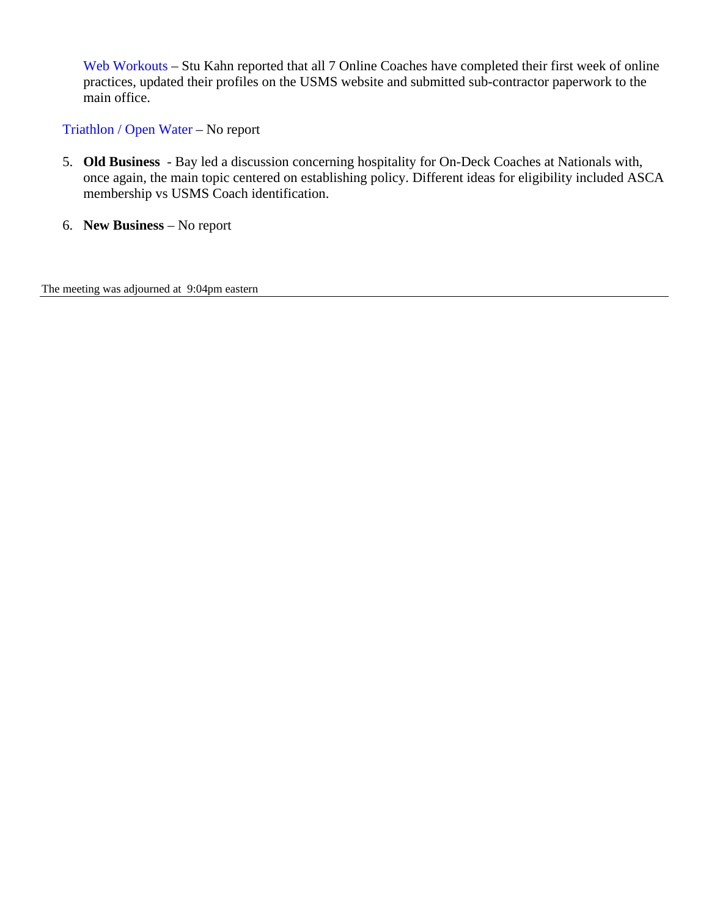Web Workouts – Stu Kahn reported that all 7 Online Coaches have completed their first week of online practices, updated their profiles on the USMS website and submitted sub-contractor paperwork to the main office.

Triathlon / Open Water – No report

5. **Old Business** - Bay led a discussion concerning hospitality for On-Deck Coaches at Nationals with, once again, the main topic centered on establishing policy. Different ideas for eligibility included ASCA membership vs USMS Coach identification.

6. **New Business** – No report

The meeting was adjourned at 9:04pm eastern